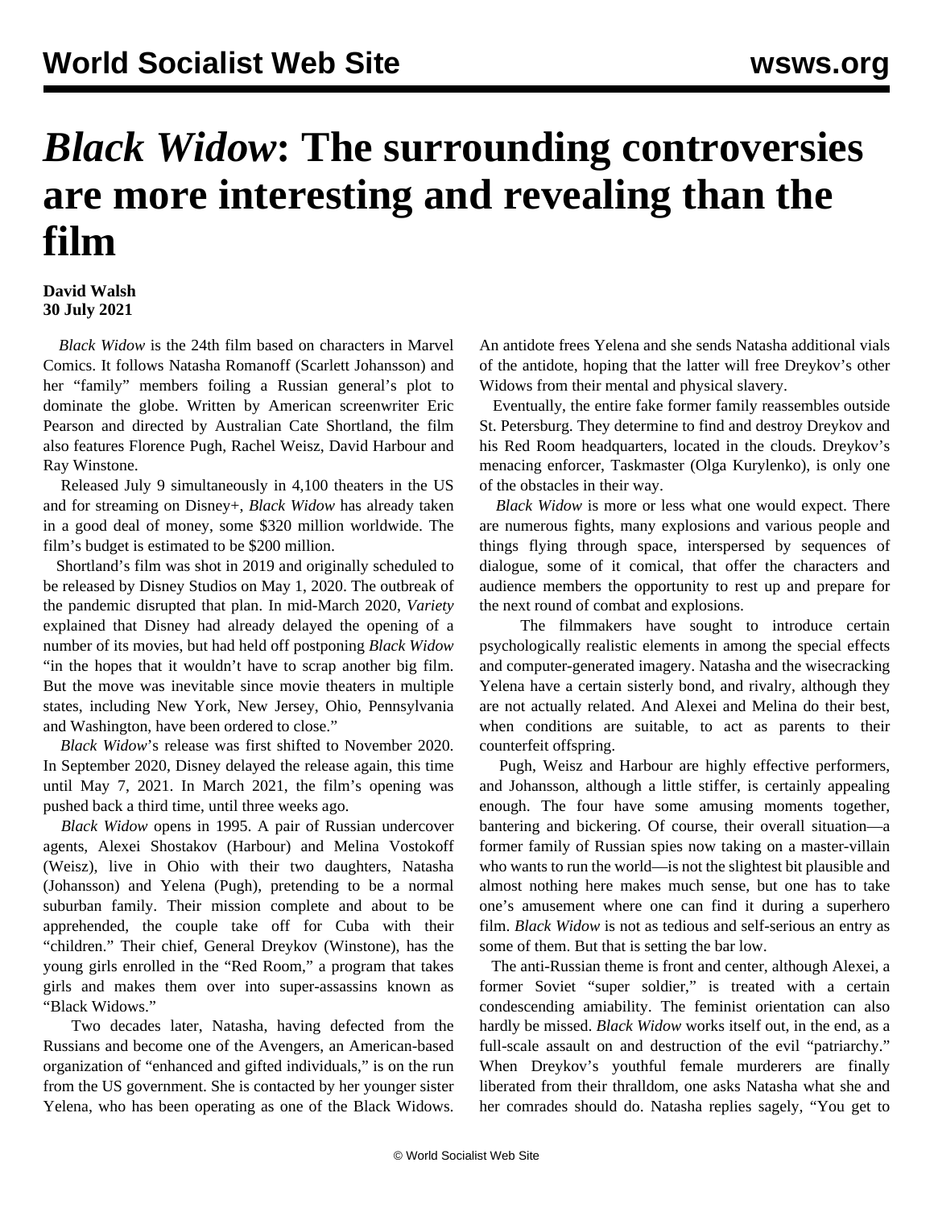# *Black Widow*: The surrounding controversies are more interesting and revealing than the film

**David Walsh**
**30 July 2021**

*Black Widow* is the 24th film based on characters in Marvel Comics. It follows Natasha Romanoff (Scarlett Johansson) and her "family" members foiling a Russian general's plot to dominate the globe. Written by American screenwriter Eric Pearson and directed by Australian Cate Shortland, the film also features Florence Pugh, Rachel Weisz, David Harbour and Ray Winstone.

Released July 9 simultaneously in 4,100 theaters in the US and for streaming on Disney+, *Black Widow* has already taken in a good deal of money, some $320 million worldwide. The film's budget is estimated to be $200 million.

Shortland's film was shot in 2019 and originally scheduled to be released by Disney Studios on May 1, 2020. The outbreak of the pandemic disrupted that plan. In mid-March 2020, *Variety* explained that Disney had already delayed the opening of a number of its movies, but had held off postponing *Black Widow* "in the hopes that it wouldn't have to scrap another big film. But the move was inevitable since movie theaters in multiple states, including New York, New Jersey, Ohio, Pennsylvania and Washington, have been ordered to close."

*Black Widow*'s release was first shifted to November 2020. In September 2020, Disney delayed the release again, this time until May 7, 2021. In March 2021, the film's opening was pushed back a third time, until three weeks ago.

*Black Widow* opens in 1995. A pair of Russian undercover agents, Alexei Shostakov (Harbour) and Melina Vostokoff (Weisz), live in Ohio with their two daughters, Natasha (Johansson) and Yelena (Pugh), pretending to be a normal suburban family. Their mission complete and about to be apprehended, the couple take off for Cuba with their "children." Their chief, General Dreykov (Winstone), has the young girls enrolled in the "Red Room," a program that takes girls and makes them over into super-assassins known as "Black Widows."

Two decades later, Natasha, having defected from the Russians and become one of the Avengers, an American-based organization of "enhanced and gifted individuals," is on the run from the US government. She is contacted by her younger sister Yelena, who has been operating as one of the Black Widows. An antidote frees Yelena and she sends Natasha additional vials of the antidote, hoping that the latter will free Dreykov's other Widows from their mental and physical slavery.

Eventually, the entire fake former family reassembles outside St. Petersburg. They determine to find and destroy Dreykov and his Red Room headquarters, located in the clouds. Dreykov's menacing enforcer, Taskmaster (Olga Kurylenko), is only one of the obstacles in their way.

*Black Widow* is more or less what one would expect. There are numerous fights, many explosions and various people and things flying through space, interspersed by sequences of dialogue, some of it comical, that offer the characters and audience members the opportunity to rest up and prepare for the next round of combat and explosions.

The filmmakers have sought to introduce certain psychologically realistic elements in among the special effects and computer-generated imagery. Natasha and the wisecracking Yelena have a certain sisterly bond, and rivalry, although they are not actually related. And Alexei and Melina do their best, when conditions are suitable, to act as parents to their counterfeit offspring.

Pugh, Weisz and Harbour are highly effective performers, and Johansson, although a little stiffer, is certainly appealing enough. The four have some amusing moments together, bantering and bickering. Of course, their overall situation—a former family of Russian spies now taking on a master-villain who wants to run the world—is not the slightest bit plausible and almost nothing here makes much sense, but one has to take one's amusement where one can find it during a superhero film. *Black Widow* is not as tedious and self-serious an entry as some of them. But that is setting the bar low.

The anti-Russian theme is front and center, although Alexei, a former Soviet "super soldier," is treated with a certain condescending amiability. The feminist orientation can also hardly be missed. *Black Widow* works itself out, in the end, as a full-scale assault on and destruction of the evil "patriarchy." When Dreykov's youthful female murderers are finally liberated from their thralldom, one asks Natasha what she and her comrades should do. Natasha replies sagely, "You get to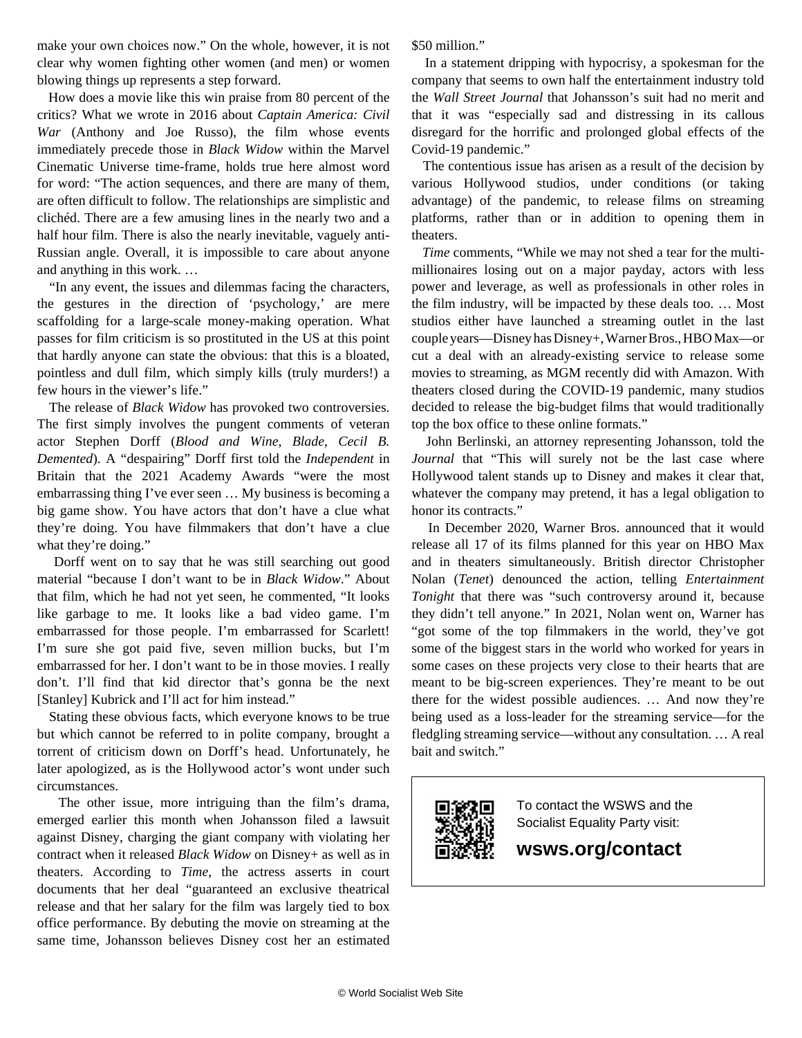make your own choices now." On the whole, however, it is not clear why women fighting other women (and men) or women blowing things up represents a step forward.

How does a movie like this win praise from 80 percent of the critics? What we wrote in 2016 about *Captain America: Civil War* (Anthony and Joe Russo), the film whose events immediately precede those in *Black Widow* within the Marvel Cinematic Universe time-frame, holds true here almost word for word: "The action sequences, and there are many of them, are often difficult to follow. The relationships are simplistic and clichéd. There are a few amusing lines in the nearly two and a half hour film. There is also the nearly inevitable, vaguely anti-Russian angle. Overall, it is impossible to care about anyone and anything in this work. …

"In any event, the issues and dilemmas facing the characters, the gestures in the direction of 'psychology,' are mere scaffolding for a large-scale money-making operation. What passes for film criticism is so prostituted in the US at this point that hardly anyone can state the obvious: that this is a bloated, pointless and dull film, which simply kills (truly murders!) a few hours in the viewer's life."

The release of *Black Widow* has provoked two controversies. The first simply involves the pungent comments of veteran actor Stephen Dorff (*Blood and Wine*, *Blade*, *Cecil B. Demented*). A "despairing" Dorff first told the *Independent* in Britain that the 2021 Academy Awards "were the most embarrassing thing I've ever seen … My business is becoming a big game show. You have actors that don't have a clue what they're doing. You have filmmakers that don't have a clue what they're doing."

Dorff went on to say that he was still searching out good material "because I don't want to be in *Black Widow*." About that film, which he had not yet seen, he commented, "It looks like garbage to me. It looks like a bad video game. I'm embarrassed for those people. I'm embarrassed for Scarlett! I'm sure she got paid five, seven million bucks, but I'm embarrassed for her. I don't want to be in those movies. I really don't. I'll find that kid director that's gonna be the next [Stanley] Kubrick and I'll act for him instead."

Stating these obvious facts, which everyone knows to be true but which cannot be referred to in polite company, brought a torrent of criticism down on Dorff's head. Unfortunately, he later apologized, as is the Hollywood actor's wont under such circumstances.

The other issue, more intriguing than the film's drama, emerged earlier this month when Johansson filed a lawsuit against Disney, charging the giant company with violating her contract when it released *Black Widow* on Disney+ as well as in theaters. According to *Time*, the actress asserts in court documents that her deal "guaranteed an exclusive theatrical release and that her salary for the film was largely tied to box office performance. By debuting the movie on streaming at the same time, Johansson believes Disney cost her an estimated $50 million."

In a statement dripping with hypocrisy, a spokesman for the company that seems to own half the entertainment industry told the *Wall Street Journal* that Johansson's suit had no merit and that it was "especially sad and distressing in its callous disregard for the horrific and prolonged global effects of the Covid-19 pandemic."

The contentious issue has arisen as a result of the decision by various Hollywood studios, under conditions (or taking advantage) of the pandemic, to release films on streaming platforms, rather than or in addition to opening them in theaters.

*Time* comments, "While we may not shed a tear for the multi-millionaires losing out on a major payday, actors with less power and leverage, as well as professionals in other roles in the film industry, will be impacted by these deals too. … Most studios either have launched a streaming outlet in the last couple years—Disney has Disney+, Warner Bros., HBO Max—or cut a deal with an already-existing service to release some movies to streaming, as MGM recently did with Amazon. With theaters closed during the COVID-19 pandemic, many studios decided to release the big-budget films that would traditionally top the box office to these online formats."

John Berlinski, an attorney representing Johansson, told the *Journal* that "This will surely not be the last case where Hollywood talent stands up to Disney and makes it clear that, whatever the company may pretend, it has a legal obligation to honor its contracts."

In December 2020, Warner Bros. announced that it would release all 17 of its films planned for this year on HBO Max and in theaters simultaneously. British director Christopher Nolan (*Tenet*) denounced the action, telling *Entertainment Tonight* that there was "such controversy around it, because they didn't tell anyone." In 2021, Nolan went on, Warner has "got some of the top filmmakers in the world, they've got some of the biggest stars in the world who worked for years in some cases on these projects very close to their hearts that are meant to be big-screen experiences. They're meant to be out there for the widest possible audiences. … And now they're being used as a loss-leader for the streaming service—for the fledgling streaming service—without any consultation. … A real bait and switch."

To contact the WSWS and the Socialist Equality Party visit:

**wsws.org/contact**